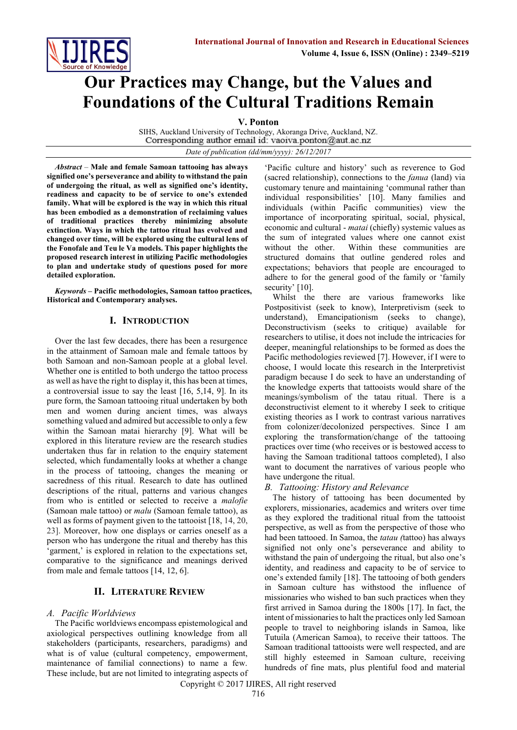# Our Practices may Change, but the Values and Foundations of the Cultural Traditions Remain

**V. Ponton**

SIHS, Auckland University of Technology, Akoranga Drive, Auckland, NZ.
Corresponding author email id: vaoiva.ponton@aut.ac.nz

*Date of publication (dd/mm/yyyy): 26/12/2017*

***Abstract*** – **Male and female Samoan tattooing has always signified one's perseverance and ability to withstand the pain of undergoing the ritual, as well as signified one's identity, readiness and capacity to be of service to one's extended family. What will be explored is the way in which this ritual has been embodied as a demonstration of reclaiming values of traditional practices thereby minimizing absolute extinction. Ways in which the tattoo ritual has evolved and changed over time, will be explored using the cultural lens of the Fonofale and Teu le Va models. This paper highlights the proposed research interest in utilizing Pacific methodologies to plan and undertake study of questions posed for more detailed exploration.**

***Keywords*** **– Pacific methodologies, Samoan tattoo practices, Historical and Contemporary analyses.**

## I. Introduction

Over the last few decades, there has been a resurgence in the attainment of Samoan male and female tattoos by both Samoan and non-Samoan people at a global level. Whether one is entitled to both undergo the tattoo process as well as have the right to display it, this has been at times, a controversial issue to say the least [16, 5,14, 9]. In its pure form, the Samoan tattooing ritual undertaken by both men and women during ancient times, was always something valued and admired but accessible to only a few within the Samoan matai hierarchy [9]. What will be explored in this literature review are the research studies undertaken thus far in relation to the enquiry statement selected, which fundamentally looks at whether a change in the process of tattooing, changes the meaning or sacredness of this ritual. Research to date has outlined descriptions of the ritual, patterns and various changes from who is entitled or selected to receive a *malofie* (Samoan male tattoo) or *malu* (Samoan female tattoo), as well as forms of payment given to the tattooist [18, 14, 20, 23]. Moreover, how one displays or carries oneself as a person who has undergone the ritual and thereby has this 'garment,' is explored in relation to the expectations set, comparative to the significance and meanings derived from male and female tattoos [14, 12, 6].

## II. Literature Review

### *A. Pacific Worldviews*

The Pacific worldviews encompass epistemological and axiological perspectives outlining knowledge from all stakeholders (participants, researchers, paradigms) and what is of value (cultural competency, empowerment, maintenance of familial connections) to name a few. These include, but are not limited to integrating aspects of 'Pacific culture and history' such as reverence to God (sacred relationship), connections to the *fanua* (land) via customary tenure and maintaining 'communal rather than individual responsibilities' [10]. Many families and individuals (within Pacific communities) view the importance of incorporating spiritual, social, physical, economic and cultural - *matai* (chiefly) systemic values as the sum of integrated values where one cannot exist without the other. Within these communities are structured domains that outline gendered roles and expectations; behaviors that people are encouraged to adhere to for the general good of the family or 'family security' [10].

Whilst the there are various frameworks like Postpositivist (seek to know), Interpretivism (seek to understand), Emancipationism (seeks to change), Deconstructivism (seeks to critique) available for researchers to utilise, it does not include the intricacies for deeper, meaningful relationships to be formed as does the Pacific methodologies reviewed [7]. However, if I were to choose, I would locate this research in the Interpretivist paradigm because I do seek to have an understanding of the knowledge experts that tattooists would share of the meanings/symbolism of the tatau ritual. There is a deconstructivist element to it whereby I seek to critique existing theories as I work to contrast various narratives from colonizer/decolonized perspectives. Since I am exploring the transformation/change of the tattooing practices over time (who receives or is bestowed access to having the Samoan traditional tattoos completed), I also want to document the narratives of various people who have undergone the ritual.

### *B. Tattooing: History and Relevance*

The history of tattooing has been documented by explorers, missionaries, academics and writers over time as they explored the traditional ritual from the tattooist perspective, as well as from the perspective of those who had been tattooed. In Samoa, the *tatau (*tattoo) has always signified not only one's perseverance and ability to withstand the pain of undergoing the ritual, but also one's identity, and readiness and capacity to be of service to one's extended family [18]. The tattooing of both genders in Samoan culture has withstood the influence of missionaries who wished to ban such practices when they first arrived in Samoa during the 1800s [17]. In fact, the intent of missionaries to halt the practices only led Samoan people to travel to neighboring islands in Samoa, like Tutuila (American Samoa), to receive their tattoos. The Samoan traditional tattooists were well respected, and are still highly esteemed in Samoan culture, receiving hundreds of fine mats, plus plentiful food and material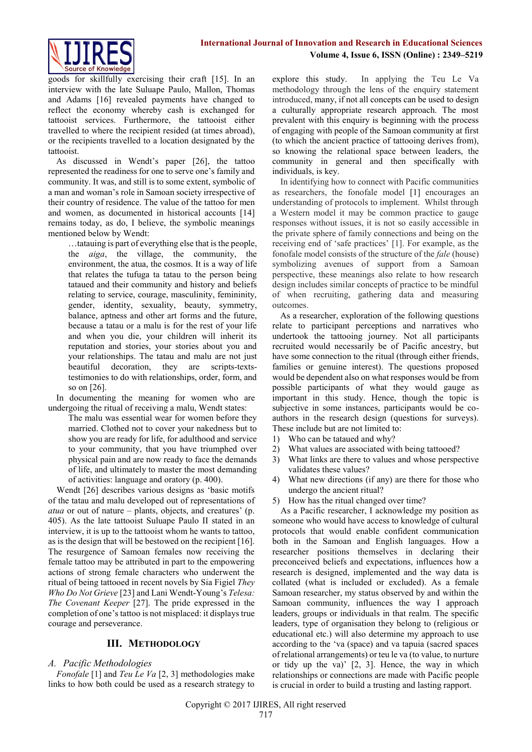goods for skillfully exercising their craft [15]. In an interview with the late Suluape Paulo, Mallon, Thomas and Adams [16] revealed payments have changed to reflect the economy whereby cash is exchanged for tattooist services. Furthermore, the tattooist either travelled to where the recipient resided (at times abroad), or the recipients travelled to a location designated by the tattooist.

As discussed in Wendt's paper [26], the tattoo represented the readiness for one to serve one's family and community. It was, and still is to some extent, symbolic of a man and woman's role in Samoan society irrespective of their country of residence. The value of the tattoo for men and women, as documented in historical accounts [14] remains today, as do, I believe, the symbolic meanings mentioned below by Wendt:

> …tatauing is part of everything else that is the people, the *aiga*, the village, the community, the environment, the atua, the cosmos. It is a way of life that relates the tufuga ta tatau to the person being tataued and their community and history and beliefs relating to service, courage, masculinity, femininity, gender, identity, sexuality, beauty, symmetry, balance, aptness and other art forms and the future, because a tatau or a malu is for the rest of your life and when you die, your children will inherit its reputation and stories, your stories about you and your relationships. The tatau and malu are not just beautiful decoration, they are scripts-texts-testimonies to do with relationships, order, form, and so on [26].

In documenting the meaning for women who are undergoing the ritual of receiving a malu, Wendt states:

> The malu was essential wear for women before they married. Clothed not to cover your nakedness but to show you are ready for life, for adulthood and service to your community, that you have triumphed over physical pain and are now ready to face the demands of life, and ultimately to master the most demanding of activities: language and oratory (p. 400).

Wendt [26] describes various designs as 'basic motifs of the tatau and malu developed out of representations of *atua* or out of nature – plants, objects, and creatures' (p. 405). As the late tattooist Suluape Paulo II stated in an interview, it is up to the tattooist whom he wants to tattoo, as is the design that will be bestowed on the recipient [16]. The resurgence of Samoan females now receiving the female tattoo may be attributed in part to the empowering actions of strong female characters who underwent the ritual of being tattooed in recent novels by Sia Figiel *They Who Do Not Grieve* [23] and Lani Wendt-Young's *Telesa: The Covenant Keeper* [27]. The pride expressed in the completion of one's tattoo is not misplaced: it displays true courage and perseverance.

## III. Methodology

### A. Pacific Methodologies

*Fonofale* [1] and *Teu Le Va* [2, 3] methodologies make links to how both could be used as a research strategy to explore this study. In applying the Teu Le Va methodology through the lens of the enquiry statement introduced, many, if not all concepts can be used to design a culturally appropriate research approach. The most prevalent with this enquiry is beginning with the process of engaging with people of the Samoan community at first (to which the ancient practice of tattooing derives from), so knowing the relational space between leaders, the community in general and then specifically with individuals, is key.

In identifying how to connect with Pacific communities as researchers, the fonofale model [1] encourages an understanding of protocols to implement. Whilst through a Western model it may be common practice to gauge responses without issues, it is not so easily accessible in the private sphere of family connections and being on the receiving end of 'safe practices' [1]. For example, as the fonofale model consists of the structure of the *fale* (house) symbolizing avenues of support from a Samoan perspective, these meanings also relate to how research design includes similar concepts of practice to be mindful of when recruiting, gathering data and measuring outcomes.

As a researcher, exploration of the following questions relate to participant perceptions and narratives who undertook the tattooing journey. Not all participants recruited would necessarily be of Pacific ancestry, but have some connection to the ritual (through either friends, families or genuine interest). The questions proposed would be dependent also on what responses would be from possible participants of what they would gauge as important in this study. Hence, though the topic is subjective in some instances, participants would be co-authors in the research design (questions for surveys). These include but are not limited to:

1) Who can be tataued and why?
2) What values are associated with being tattooed?
3) What links are there to values and whose perspective validates these values?
4) What new directions (if any) are there for those who undergo the ancient ritual?
5) How has the ritual changed over time?

As a Pacific researcher, I acknowledge my position as someone who would have access to knowledge of cultural protocols that would enable confident communication both in the Samoan and English languages. How a researcher positions themselves in declaring their preconceived beliefs and expectations, influences how a research is designed, implemented and the way data is collated (what is included or excluded). As a female Samoan researcher, my status observed by and within the Samoan community, influences the way I approach leaders, groups or individuals in that realm. The specific leaders, type of organisation they belong to (religious or educational etc.) will also determine my approach to use according to the 'va (space) and va tapuia (sacred spaces of relational arrangements) or teu le va (to value, to nurture or tidy up the va)' [2, 3]. Hence, the way in which relationships or connections are made with Pacific people is crucial in order to build a trusting and lasting rapport.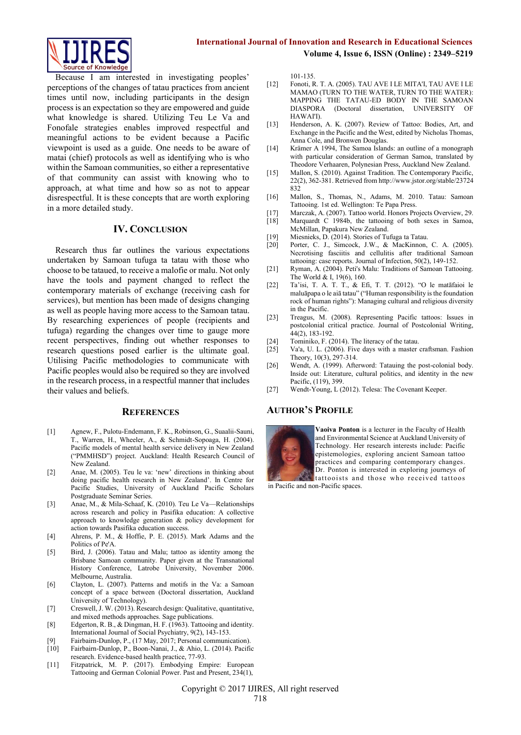Because I am interested in investigating peoples' perceptions of the changes of tatau practices from ancient times until now, including participants in the design process is an expectation so they are empowered and guide what knowledge is shared. Utilizing Teu Le Va and Fonofale strategies enables improved respectful and meaningful actions to be evident because a Pacific viewpoint is used as a guide. One needs to be aware of matai (chief) protocols as well as identifying who is who within the Samoan communities, so either a representative of that community can assist with knowing who to approach, at what time and how so as not to appear disrespectful. It is these concepts that are worth exploring in a more detailed study.

## IV. Conclusion

Research thus far outlines the various expectations undertaken by Samoan tufuga ta tatau with those who choose to be tataued, to receive a malofie or malu. Not only have the tools and payment changed to reflect the contemporary materials of exchange (receiving cash for services), but mention has been made of designs changing as well as people having more access to the Samoan tatau. By researching experiences of people (recipients and tufuga) regarding the changes over time to gauge more recent perspectives, finding out whether responses to research questions posed earlier is the ultimate goal. Utilising Pacific methodologies to communicate with Pacific peoples would also be required so they are involved in the research process, in a respectful manner that includes their values and beliefs.

## References

[1] Agnew, F., Pulotu-Endemann, F. K., Robinson, G., Suaalii-Sauni, T., Warren, H., Wheeler, A., & Schmidt-Sopoaga, H. (2004). Pacific models of mental health service delivery in New Zealand ("PMMHSD") project. Auckland: Health Research Council of New Zealand.

[2] Anae, M. (2005). Teu le va: 'new' directions in thinking about doing pacific health research in New Zealand'. In Centre for Pacific Studies, University of Auckland Pacific Scholars Postgraduate Seminar Series.

[3] Anae, M., & Mila-Schaaf, K. (2010). Teu Le Va—Relationships across research and policy in Pasifika education: A collective approach to knowledge generation & policy development for action towards Pasifika education success.

[4] Ahrens, P. M., & Hoffie, P. E. (2015). Mark Adams and the Politics of Pe'A.

[5] Bird, J. (2006). Tatau and Malu; tattoo as identity among the Brisbane Samoan community. Paper given at the Transnational History Conference, Latrobe University, November 2006. Melbourne, Australia.

[6] Clayton, L. (2007). Patterns and motifs in the Va: a Samoan concept of a space between (Doctoral dissertation, Auckland University of Technology).

[7] Creswell, J. W. (2013). Research design: Qualitative, quantitative, and mixed methods approaches. Sage publications.

[8] Edgerton, R. B., & Dingman, H. F. (1963). Tattooing and identity. International Journal of Social Psychiatry, 9(2), 143-153.

[9] Fairbairn-Dunlop, P., (17 May, 2017; Personal communication).

[10] Fairbairn-Dunlop, P., Boon-Nanai, J., & Ahio, L. (2014). Pacific research. Evidence-based health practice, 77-93.

[11] Fitzpatrick, M. P. (2017). Embodying Empire: European Tattooing and German Colonial Power. Past and Present, 234(1), 101-135.

[12] Fonoti, R. T. A. (2005). TAU AVE I LE MITA'I, TAU AVE I LE MAMAO (TURN TO THE WATER, TURN TO THE WATER): MAPPING THE TATAU-ED BODY IN THE SAMOAN DIASPORA (Doctoral dissertation, UNIVERSITY OF HAWAI'I).

[13] Henderson, A. K. (2007). Review of Tattoo: Bodies, Art, and Exchange in the Pacific and the West, edited by Nicholas Thomas, Anna Cole, and Bronwen Douglas.

[14] Krämer A 1994, The Samoa Islands: an outline of a monograph with particular consideration of German Samoa, translated by Theodore Verhaaren, Polynesian Press, Auckland New Zealand.

[15] Mallon, S. (2010). Against Tradition. The Contemporary Pacific, 22(2), 362-381. Retrieved from http://www.jstor.org/stable/23724832

[16] Mallon, S., Thomas, N., Adams, M. 2010. Tatau: Samoan Tattooing. 1st ed. Wellington: Te Papa Press.

[17] Marczak, A. (2007). Tattoo world. Honors Projects Overview, 29.

[18] Marquardt C 1984b, the tattooing of both sexes in Samoa, McMillan, Papakura New Zealand.

[19] Miesnieks, D. (2014). Stories of Tufuga ta Tatau.

[20] Porter, C. J., Simcock, J.W., & MacKinnon, C. A. (2005). Necrotising fasciitis and cellulitis after traditional Samoan tattooing: case reports. Journal of Infection, 50(2), 149-152.

[21] Ryman, A. (2004). Peti's Malu: Traditions of Samoan Tattooing. The World & I, 19(6), 160.

[22] Ta'isi, T. A. T. T., & Efi, T. T. (2012). "O le matāfaioi le maluāpapa o le aiā tatau" ("Human responsibility is the foundation rock of human rights"): Managing cultural and religious diversity in the Pacific.

[23] Treagus, M. (2008). Representing Pacific tattoos: Issues in postcolonial critical practice. Journal of Postcolonial Writing, 44(2), 183-192.

[24] Tominiko, F. (2014). The literacy of the tatau.

[25] Va'a, U. L. (2006). Five days with a master craftsman. Fashion Theory, 10(3), 297-314.

[26] Wendt, A. (1999). Afterword: Tatauing the post-colonial body. Inside out: Literature, cultural politics, and identity in the new Pacific, (119), 399.

[27] Wendt-Young, L (2012). Telesa: The Covenant Keeper.

## Author's Profile

**Vaoiva Ponton** is a lecturer in the Faculty of Health and Environmental Science at Auckland University of Technology. Her research interests include: Pacific epistemologies, exploring ancient Samoan tattoo practices and comparing contemporary changes. Dr. Ponton is interested in exploring journeys of tattooists and those who received tattoos in Pacific and non-Pacific spaces.